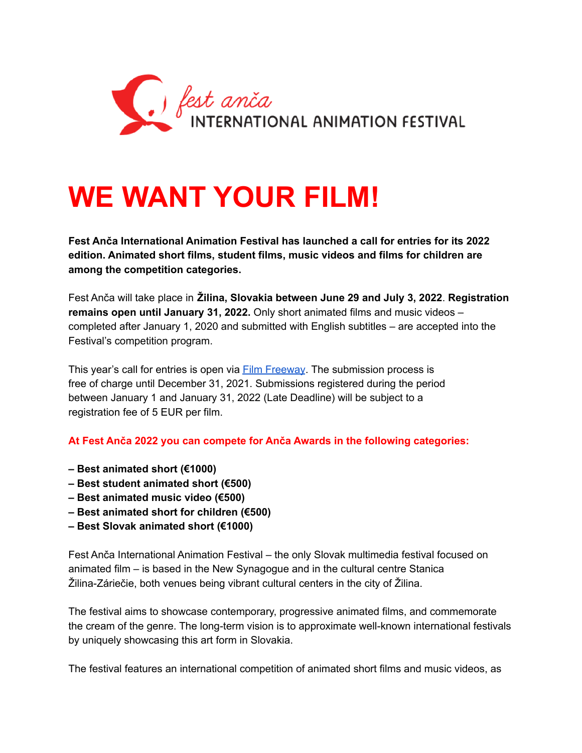fest anča

INTERNATIONAL ANIMATION FESTIVAL

# WE WANT YOUR FILM!

**Fest Anča International Animation Festival has launched a call for entries for its 2022 edition. Animated short films, student films, music videos and films for children are among the competition categories.**

Fest Anča will take place in **Žilina, Slovakia between June 29 and July 3, 2022**. **Registration remains open until January 31, 2022.** Only short animated films and music videos – completed after January 1, 2020 and submitted with English subtitles – are accepted into the Festival's competition program.

This year's call for entries is open via [Film Freeway](). The submission process is free of charge until December 31, 2021. Submissions registered during the period between January 1 and January 31, 2022 (Late Deadline) will be subject to a registration fee of 5 EUR per film.

**At Fest Anča 2022 you can compete for Anča Awards in the following categories:**

**– Best animated short (€1000)**
**– Best student animated short (€500)**
**– Best animated music video (€500)**
**– Best animated short for children (€500)**
**– Best Slovak animated short (€1000)**

Fest Anča International Animation Festival – the only Slovak multimedia festival focused on animated film – is based in the New Synagogue and in the cultural centre Stanica Žilina-Záriečie, both venues being vibrant cultural centers in the city of Žilina.

The festival aims to showcase contemporary, progressive animated films, and commemorate the cream of the genre. The long-term vision is to approximate well-known international festivals by uniquely showcasing this art form in Slovakia.

The festival features an international competition of animated short films and music videos, as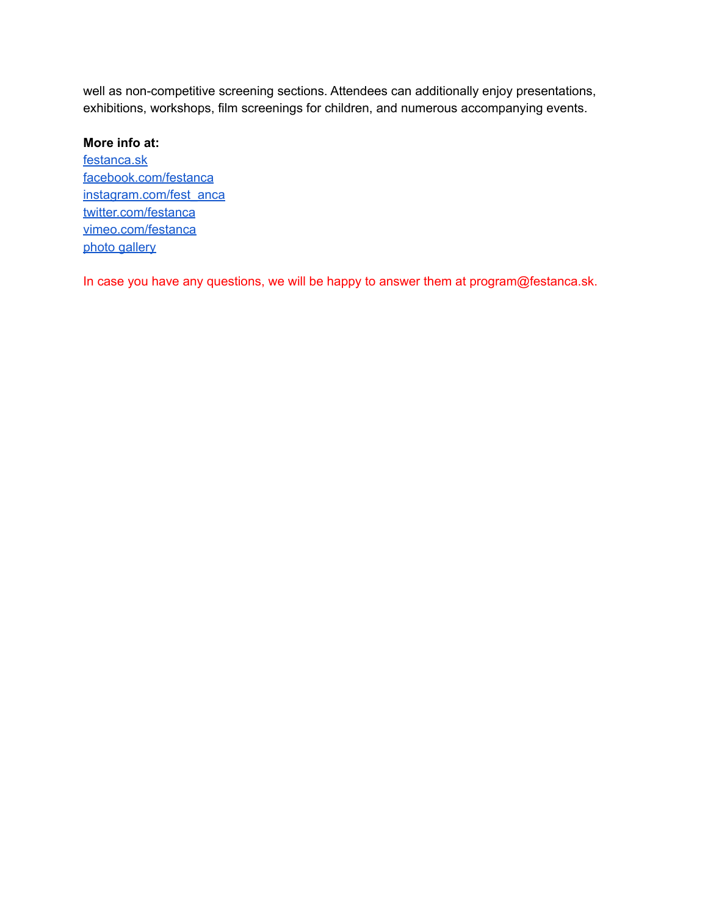well as non-competitive screening sections. Attendees can additionally enjoy presentations, exhibitions, workshops, film screenings for children, and numerous accompanying events.

**More info at:**
festanca.sk
facebook.com/festanca
instagram.com/fest_anca
twitter.com/festanca
vimeo.com/festanca
photo gallery

In case you have any questions, we will be happy to answer them at program@festanca.sk.